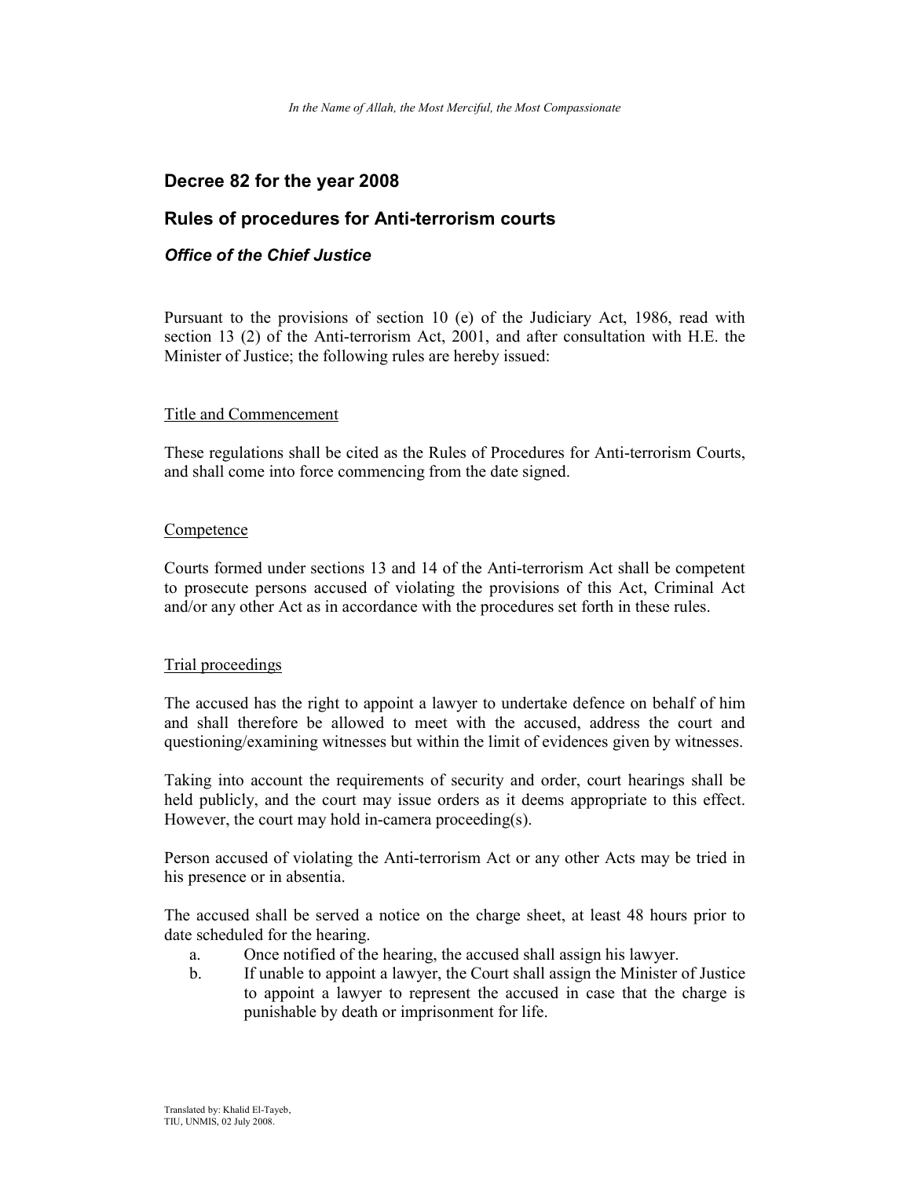*In the Name of Allah, the Most Merciful, the Most Compassionate*

## Decree 82 for the year 2008

## Rules of procedures for Anti-terrorism courts

### *Office of the Chief Justice*

Pursuant to the provisions of section 10 (e) of the Judiciary Act, 1986, read with section 13 (2) of the Anti-terrorism Act, 2001, and after consultation with H.E. the Minister of Justice; the following rules are hereby issued:

<u>Title and Commencement</u>

These regulations shall be cited as the Rules of Procedures for Anti-terrorism Courts, and shall come into force commencing from the date signed.

<u>Competence</u>

Courts formed under sections 13 and 14 of the Anti-terrorism Act shall be competent to prosecute persons accused of violating the provisions of this Act, Criminal Act and/or any other Act as in accordance with the procedures set forth in these rules.

<u>Trial proceedings</u>

The accused has the right to appoint a lawyer to undertake defence on behalf of him and shall therefore be allowed to meet with the accused, address the court and questioning/examining witnesses but within the limit of evidences given by witnesses.

Taking into account the requirements of security and order, court hearings shall be held publicly, and the court may issue orders as it deems appropriate to this effect. However, the court may hold in-camera proceeding(s).

Person accused of violating the Anti-terrorism Act or any other Acts may be tried in his presence or in absentia.

The accused shall be served a notice on the charge sheet, at least 48 hours prior to date scheduled for the hearing.

a. Once notified of the hearing, the accused shall assign his lawyer.
b. If unable to appoint a lawyer, the Court shall assign the Minister of Justice to appoint a lawyer to represent the accused in case that the charge is punishable by death or imprisonment for life.

Translated by: Khalid El-Tayeb,
TIU, UNMIS, 02 July 2008.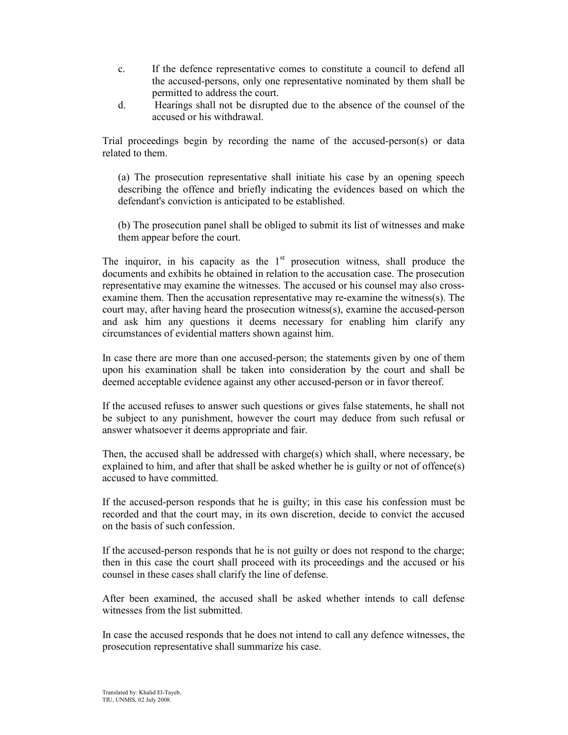c. If the defence representative comes to constitute a council to defend all the accused-persons, only one representative nominated by them shall be permitted to address the court.

d. Hearings shall not be disrupted due to the absence of the counsel of the accused or his withdrawal.

Trial proceedings begin by recording the name of the accused-person(s) or data related to them.

(a) The prosecution representative shall initiate his case by an opening speech describing the offence and briefly indicating the evidences based on which the defendant's conviction is anticipated to be established.

(b) The prosecution panel shall be obliged to submit its list of witnesses and make them appear before the court.

The inquiror, in his capacity as the 1st prosecution witness, shall produce the documents and exhibits he obtained in relation to the accusation case. The prosecution representative may examine the witnesses. The accused or his counsel may also cross-examine them. Then the accusation representative may re-examine the witness(s). The court may, after having heard the prosecution witness(s), examine the accused-person and ask him any questions it deems necessary for enabling him clarify any circumstances of evidential matters shown against him.

In case there are more than one accused-person; the statements given by one of them upon his examination shall be taken into consideration by the court and shall be deemed acceptable evidence against any other accused-person or in favor thereof.

If the accused refuses to answer such questions or gives false statements, he shall not be subject to any punishment, however the court may deduce from such refusal or answer whatsoever it deems appropriate and fair.

Then, the accused shall be addressed with charge(s) which shall, where necessary, be explained to him, and after that shall be asked whether he is guilty or not of offence(s) accused to have committed.

If the accused-person responds that he is guilty; in this case his confession must be recorded and that the court may, in its own discretion, decide to convict the accused on the basis of such confession.

If the accused-person responds that he is not guilty or does not respond to the charge; then in this case the court shall proceed with its proceedings and the accused or his counsel in these cases shall clarify the line of defense.

After been examined, the accused shall be asked whether intends to call defense witnesses from the list submitted.

In case the accused responds that he does not intend to call any defence witnesses, the prosecution representative shall summarize his case.

Translated by: Khalid El-Tayeb,
TIU, UNMIS, 02 July 2008.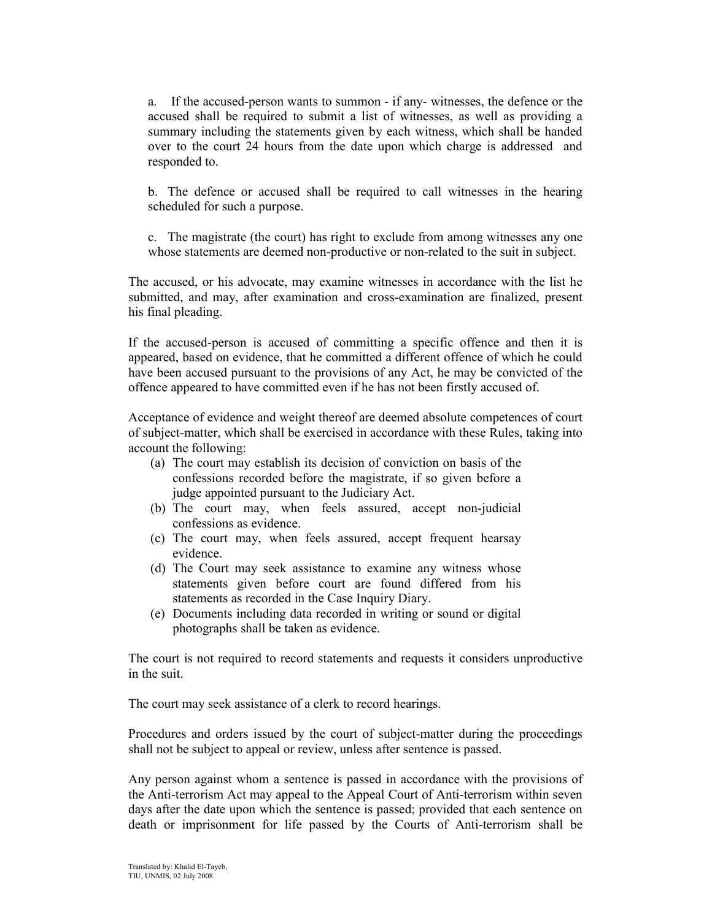a. If the accused-person wants to summon - if any- witnesses, the defence or the accused shall be required to submit a list of witnesses, as well as providing a summary including the statements given by each witness, which shall be handed over to the court 24 hours from the date upon which charge is addressed and responded to.

b. The defence or accused shall be required to call witnesses in the hearing scheduled for such a purpose.

c. The magistrate (the court) has right to exclude from among witnesses any one whose statements are deemed non-productive or non-related to the suit in subject.

The accused, or his advocate, may examine witnesses in accordance with the list he submitted, and may, after examination and cross-examination are finalized, present his final pleading.

If the accused-person is accused of committing a specific offence and then it is appeared, based on evidence, that he committed a different offence of which he could have been accused pursuant to the provisions of any Act, he may be convicted of the offence appeared to have committed even if he has not been firstly accused of.

Acceptance of evidence and weight thereof are deemed absolute competences of court of subject-matter, which shall be exercised in accordance with these Rules, taking into account the following:

(a) The court may establish its decision of conviction on basis of the confessions recorded before the magistrate, if so given before a judge appointed pursuant to the Judiciary Act.
(b) The court may, when feels assured, accept non-judicial confessions as evidence.
(c) The court may, when feels assured, accept frequent hearsay evidence.
(d) The Court may seek assistance to examine any witness whose statements given before court are found differed from his statements as recorded in the Case Inquiry Diary.
(e) Documents including data recorded in writing or sound or digital photographs shall be taken as evidence.

The court is not required to record statements and requests it considers unproductive in the suit.

The court may seek assistance of a clerk to record hearings.

Procedures and orders issued by the court of subject-matter during the proceedings shall not be subject to appeal or review, unless after sentence is passed.

Any person against whom a sentence is passed in accordance with the provisions of the Anti-terrorism Act may appeal to the Appeal Court of Anti-terrorism within seven days after the date upon which the sentence is passed; provided that each sentence on death or imprisonment for life passed by the Courts of Anti-terrorism shall be

Translated by: Khalid El-Tayeb,
TIU, UNMIS, 02 July 2008.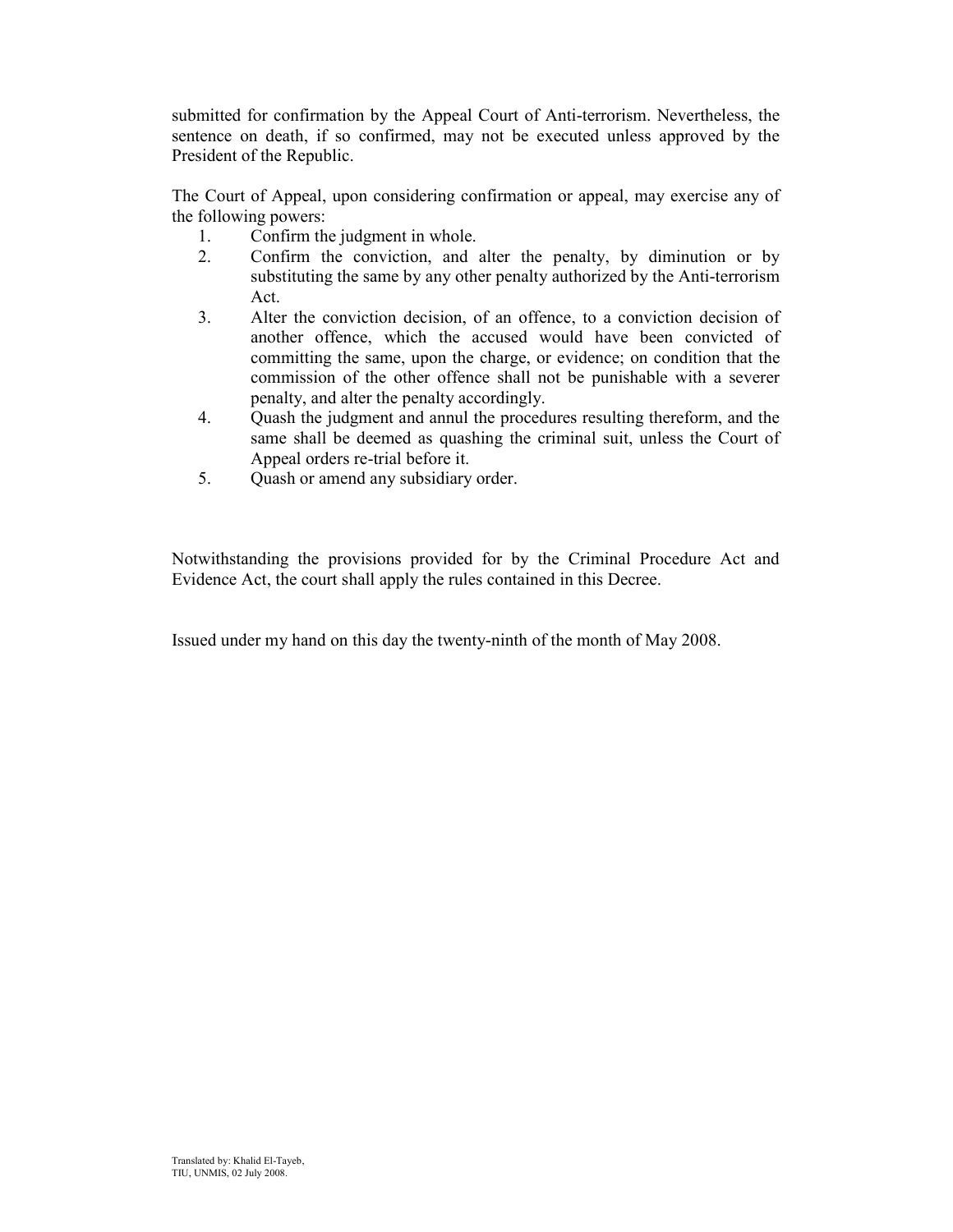submitted for confirmation by the Appeal Court of Anti-terrorism. Nevertheless, the sentence on death, if so confirmed, may not be executed unless approved by the President of the Republic.

The Court of Appeal, upon considering confirmation or appeal, may exercise any of the following powers:

1. Confirm the judgment in whole.
2. Confirm the conviction, and alter the penalty, by diminution or by substituting the same by any other penalty authorized by the Anti-terrorism Act.
3. Alter the conviction decision, of an offence, to a conviction decision of another offence, which the accused would have been convicted of committing the same, upon the charge, or evidence; on condition that the commission of the other offence shall not be punishable with a severer penalty, and alter the penalty accordingly.
4. Quash the judgment and annul the procedures resulting thereform, and the same shall be deemed as quashing the criminal suit, unless the Court of Appeal orders re-trial before it.
5. Quash or amend any subsidiary order.

Notwithstanding the provisions provided for by the Criminal Procedure Act and Evidence Act, the court shall apply the rules contained in this Decree.

Issued under my hand on this day the twenty-ninth of the month of May 2008.

Translated by: Khalid El-Tayeb,
TIU, UNMIS, 02 July 2008.